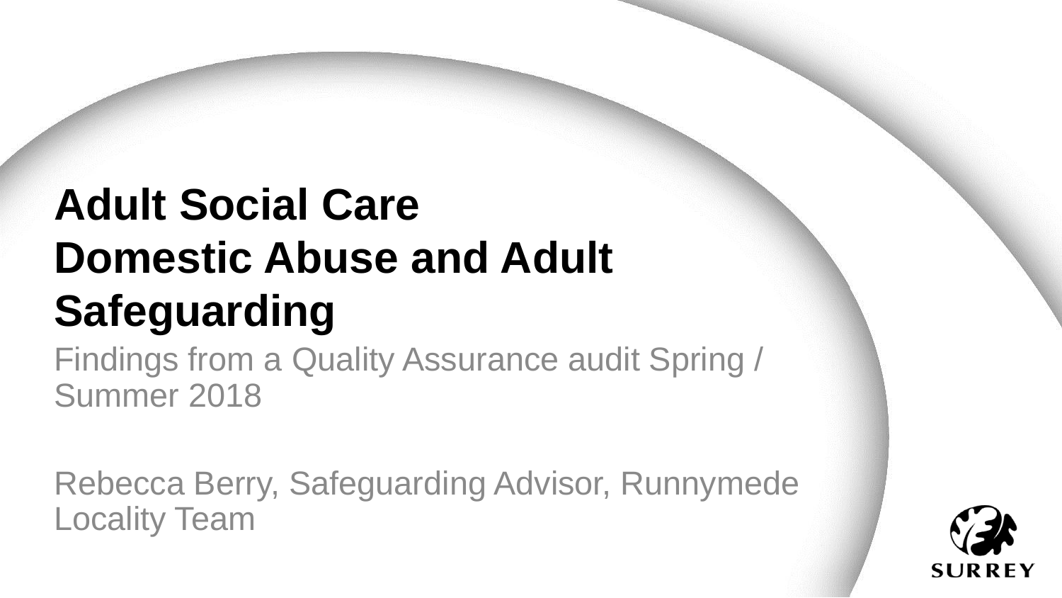# Adult Social Care Domestic Abuse and Adult Safeguarding

Findings from a Quality Assurance audit Spring / Summer 2018

Rebecca Berry, Safeguarding Advisor, Runnymede Locality Team

SURREY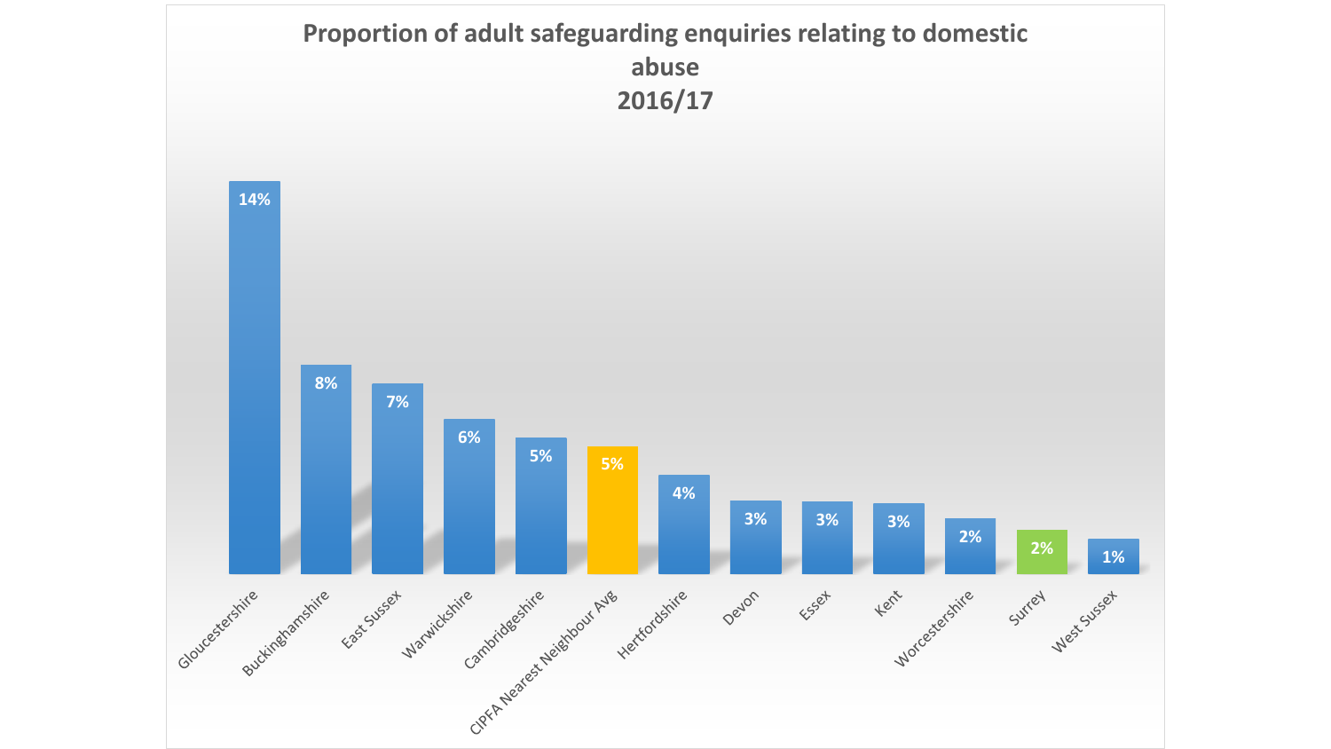# Proportion of adult safeguarding enquiries relating to domestic abuse 2016/17

| Area | Proportion |
|---|---|
| Gloucestershire | 14% |
| Buckinghamshire | 8% |
| East Sussex | 7% |
| Warwickshire | 6% |
| Cambridgeshire | 5% |
| CIPFA Nearest Neighbour Avg | 5% |
| Hertfordshire | 4% |
| Devon | 3% |
| Essex | 3% |
| Kent | 3% |
| Worcestershire | 2% |
| Surrey | 2% |
| West Sussex | 1% |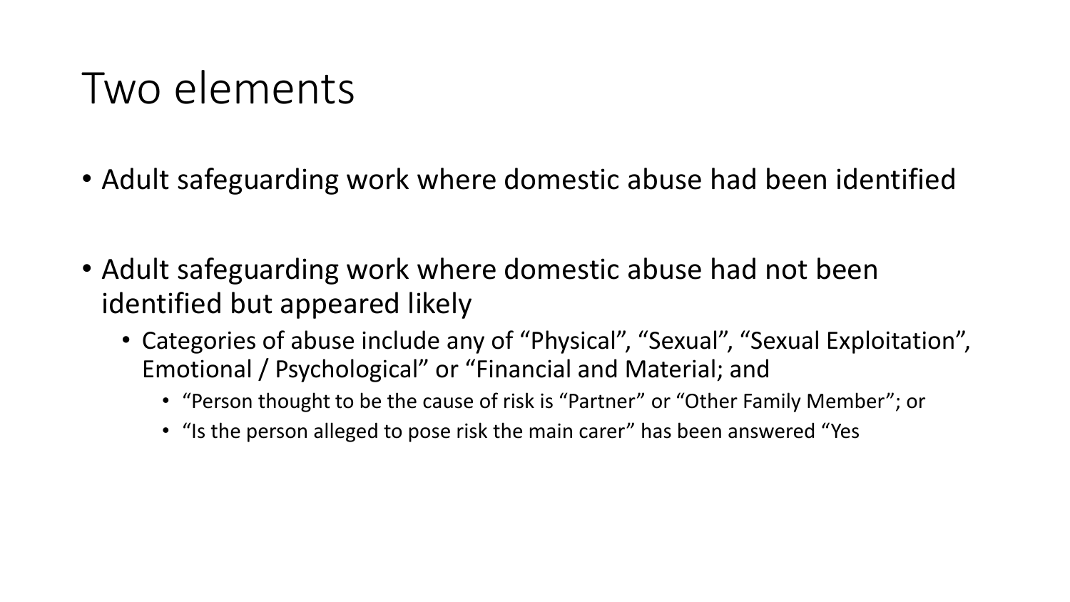# Two elements

- Adult safeguarding work where domestic abuse had been identified
- Adult safeguarding work where domestic abuse had not been identified but appeared likely
  - Categories of abuse include any of “Physical”, “Sexual”, “Sexual Exploitation”, Emotional / Psychological” or “Financial and Material; and
    - “Person thought to be the cause of risk is “Partner” or “Other Family Member”; or
    - “Is the person alleged to pose risk the main carer” has been answered “Yes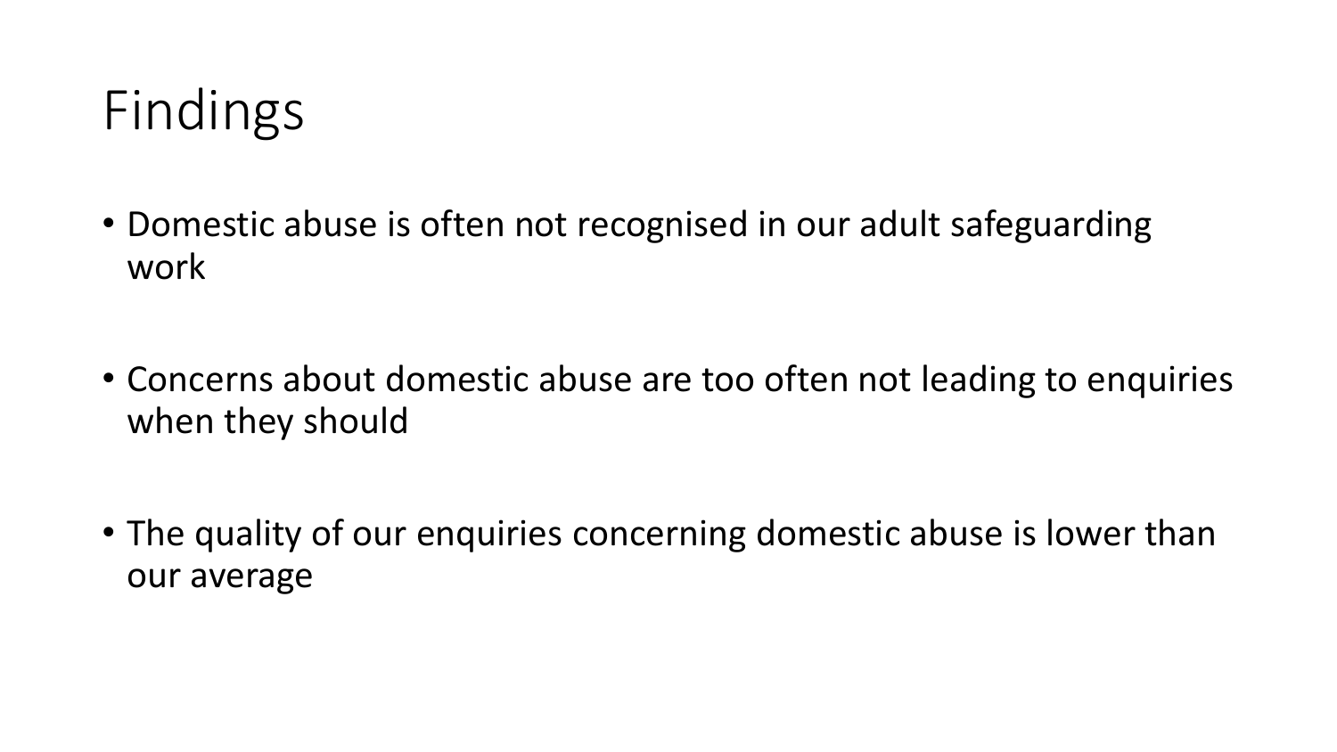# Findings

- Domestic abuse is often not recognised in our adult safeguarding work
- Concerns about domestic abuse are too often not leading to enquiries when they should
- The quality of our enquiries concerning domestic abuse is lower than our average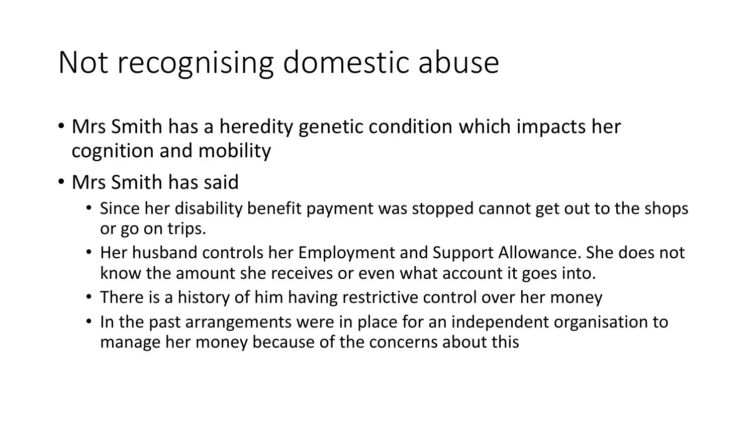# Not recognising domestic abuse

- Mrs Smith has a heredity genetic condition which impacts her cognition and mobility
- Mrs Smith has said
  - Since her disability benefit payment was stopped cannot get out to the shops or go on trips.
  - Her husband controls her Employment and Support Allowance. She does not know the amount she receives or even what account it goes into.
  - There is a history of him having restrictive control over her money
  - In the past arrangements were in place for an independent organisation to manage her money because of the concerns about this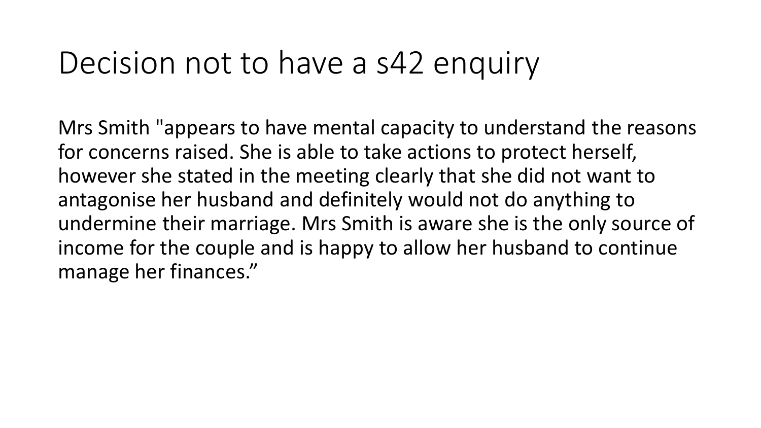# Decision not to have a s42 enquiry

Mrs Smith "appears to have mental capacity to understand the reasons for concerns raised. She is able to take actions to protect herself, however she stated in the meeting clearly that she did not want to antagonise her husband and definitely would not do anything to undermine their marriage. Mrs Smith is aware she is the only source of income for the couple and is happy to allow her husband to continue manage her finances."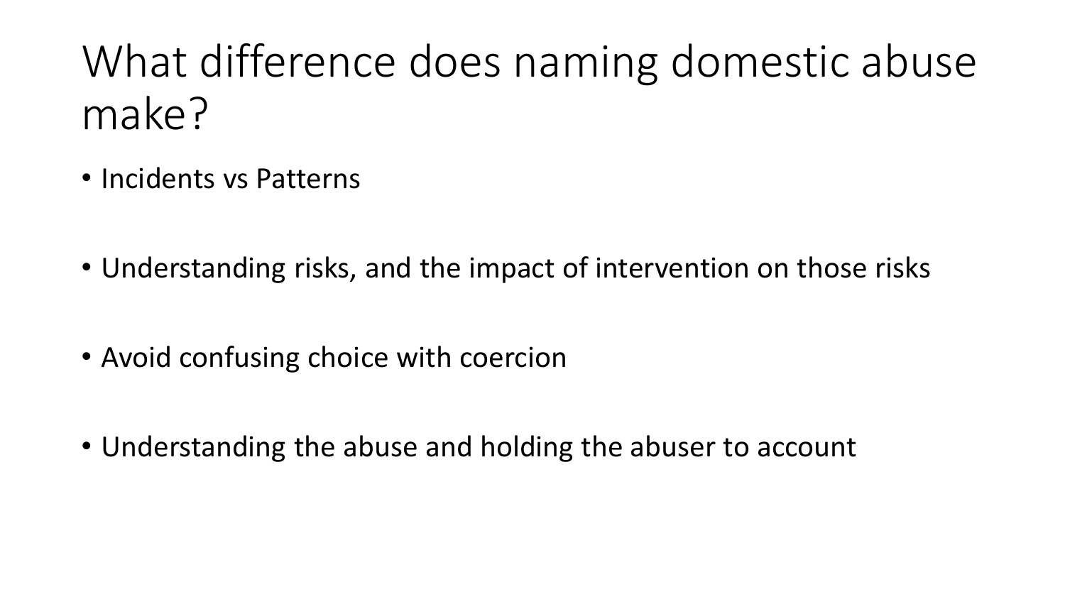# What difference does naming domestic abuse make?

- Incidents vs Patterns
- Understanding risks, and the impact of intervention on those risks
- Avoid confusing choice with coercion
- Understanding the abuse and holding the abuser to account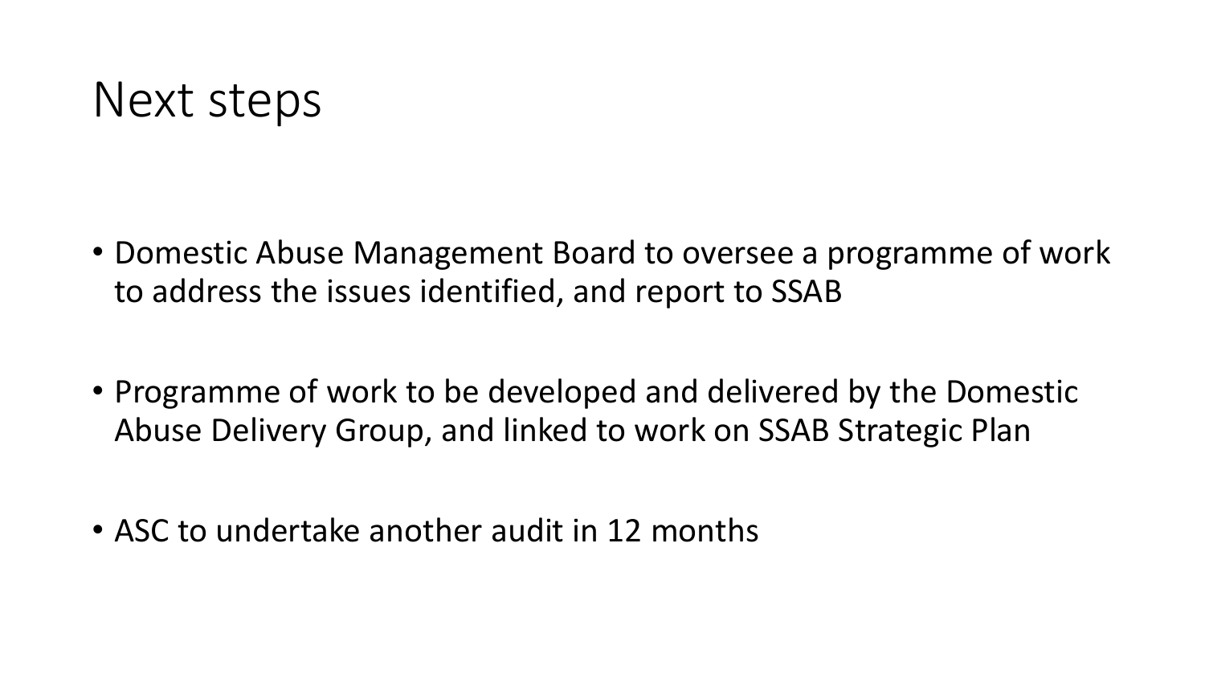# Next steps

- Domestic Abuse Management Board to oversee a programme of work to address the issues identified, and report to SSAB
- Programme of work to be developed and delivered by the Domestic Abuse Delivery Group, and linked to work on SSAB Strategic Plan
- ASC to undertake another audit in 12 months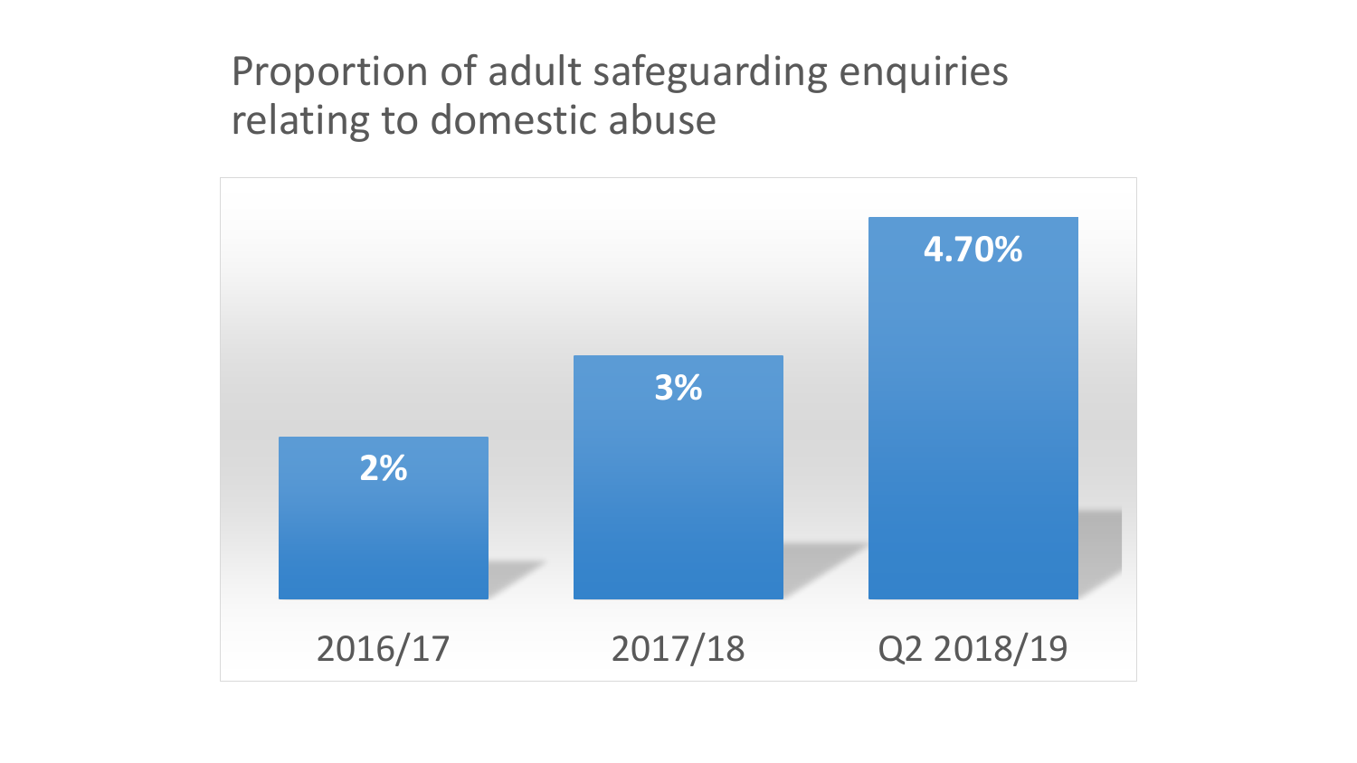# Proportion of adult safeguarding enquiries relating to domestic abuse

2%

3%

4.70%

2016/17

2017/18

Q2 2018/19